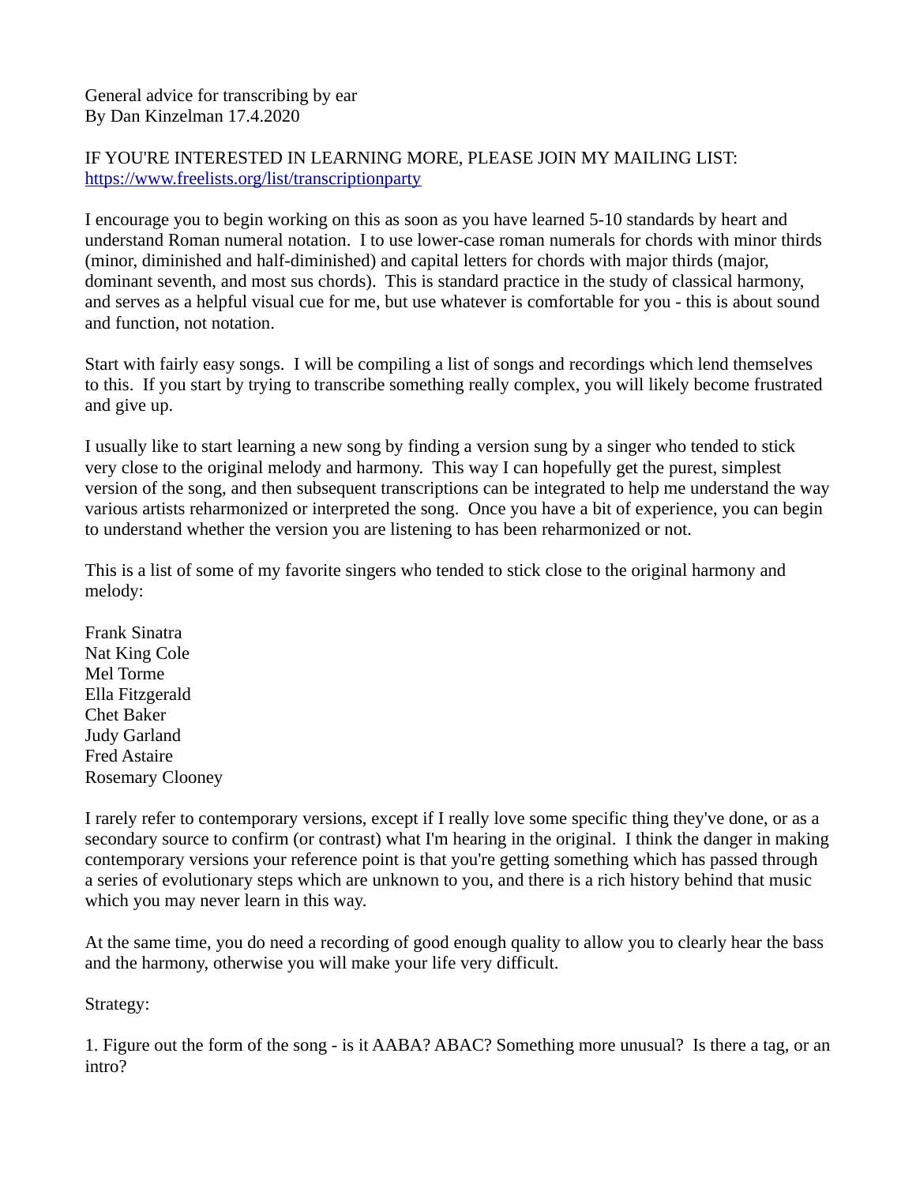General advice for transcribing by ear
By Dan Kinzelman 17.4.2020

IF YOU'RE INTERESTED IN LEARNING MORE, PLEASE JOIN MY MAILING LIST:
[https://www.freelists.org/list/transcriptionparty](https://www.freelists.org/list/transcriptionparty)

I encourage you to begin working on this as soon as you have learned 5-10 standards by heart and understand Roman numeral notation. I to use lower-case roman numerals for chords with minor thirds (minor, diminished and half-diminished) and capital letters for chords with major thirds (major, dominant seventh, and most sus chords). This is standard practice in the study of classical harmony, and serves as a helpful visual cue for me, but use whatever is comfortable for you - this is about sound and function, not notation.

Start with fairly easy songs. I will be compiling a list of songs and recordings which lend themselves to this. If you start by trying to transcribe something really complex, you will likely become frustrated and give up.

I usually like to start learning a new song by finding a version sung by a singer who tended to stick very close to the original melody and harmony. This way I can hopefully get the purest, simplest version of the song, and then subsequent transcriptions can be integrated to help me understand the way various artists reharmonized or interpreted the song. Once you have a bit of experience, you can begin to understand whether the version you are listening to has been reharmonized or not.

This is a list of some of my favorite singers who tended to stick close to the original harmony and melody:

Frank Sinatra
Nat King Cole
Mel Torme
Ella Fitzgerald
Chet Baker
Judy Garland
Fred Astaire
Rosemary Clooney

I rarely refer to contemporary versions, except if I really love some specific thing they've done, or as a secondary source to confirm (or contrast) what I'm hearing in the original. I think the danger in making contemporary versions your reference point is that you're getting something which has passed through a series of evolutionary steps which are unknown to you, and there is a rich history behind that music which you may never learn in this way.

At the same time, you do need a recording of good enough quality to allow you to clearly hear the bass and the harmony, otherwise you will make your life very difficult.

Strategy:

1. Figure out the form of the song - is it AABA? ABAC? Something more unusual? Is there a tag, or an intro?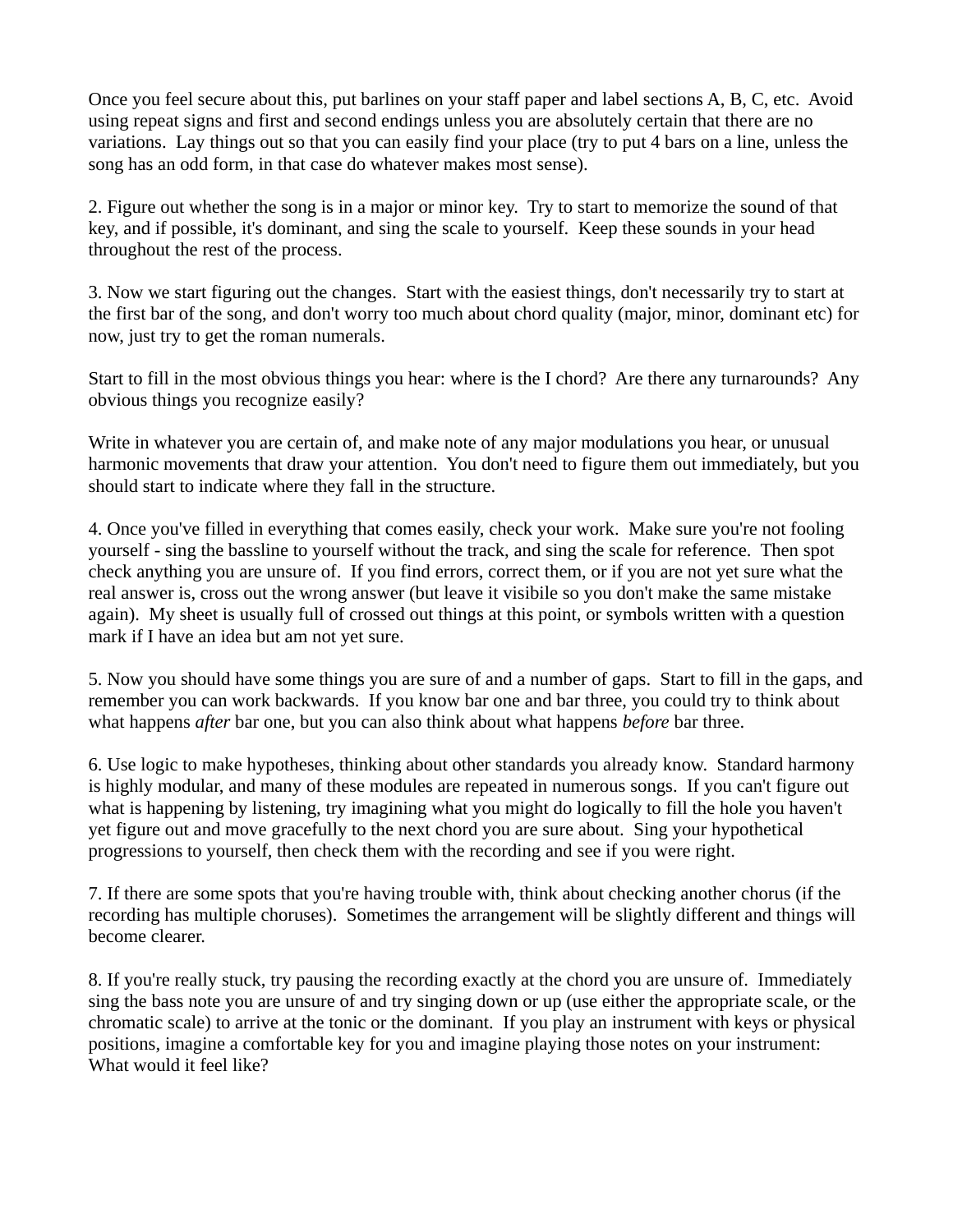Once you feel secure about this, put barlines on your staff paper and label sections A, B, C, etc. Avoid using repeat signs and first and second endings unless you are absolutely certain that there are no variations. Lay things out so that you can easily find your place (try to put 4 bars on a line, unless the song has an odd form, in that case do whatever makes most sense).

2. Figure out whether the song is in a major or minor key. Try to start to memorize the sound of that key, and if possible, it's dominant, and sing the scale to yourself. Keep these sounds in your head throughout the rest of the process.

3. Now we start figuring out the changes. Start with the easiest things, don't necessarily try to start at the first bar of the song, and don't worry too much about chord quality (major, minor, dominant etc) for now, just try to get the roman numerals.

Start to fill in the most obvious things you hear: where is the I chord? Are there any turnarounds? Any obvious things you recognize easily?

Write in whatever you are certain of, and make note of any major modulations you hear, or unusual harmonic movements that draw your attention. You don't need to figure them out immediately, but you should start to indicate where they fall in the structure.

4. Once you've filled in everything that comes easily, check your work. Make sure you're not fooling yourself - sing the bassline to yourself without the track, and sing the scale for reference. Then spot check anything you are unsure of. If you find errors, correct them, or if you are not yet sure what the real answer is, cross out the wrong answer (but leave it visibile so you don't make the same mistake again). My sheet is usually full of crossed out things at this point, or symbols written with a question mark if I have an idea but am not yet sure.

5. Now you should have some things you are sure of and a number of gaps. Start to fill in the gaps, and remember you can work backwards. If you know bar one and bar three, you could try to think about what happens *after* bar one, but you can also think about what happens *before* bar three.

6. Use logic to make hypotheses, thinking about other standards you already know. Standard harmony is highly modular, and many of these modules are repeated in numerous songs. If you can't figure out what is happening by listening, try imagining what you might do logically to fill the hole you haven't yet figure out and move gracefully to the next chord you are sure about. Sing your hypothetical progressions to yourself, then check them with the recording and see if you were right.

7. If there are some spots that you're having trouble with, think about checking another chorus (if the recording has multiple choruses). Sometimes the arrangement will be slightly different and things will become clearer.

8. If you're really stuck, try pausing the recording exactly at the chord you are unsure of. Immediately sing the bass note you are unsure of and try singing down or up (use either the appropriate scale, or the chromatic scale) to arrive at the tonic or the dominant. If you play an instrument with keys or physical positions, imagine a comfortable key for you and imagine playing those notes on your instrument: What would it feel like?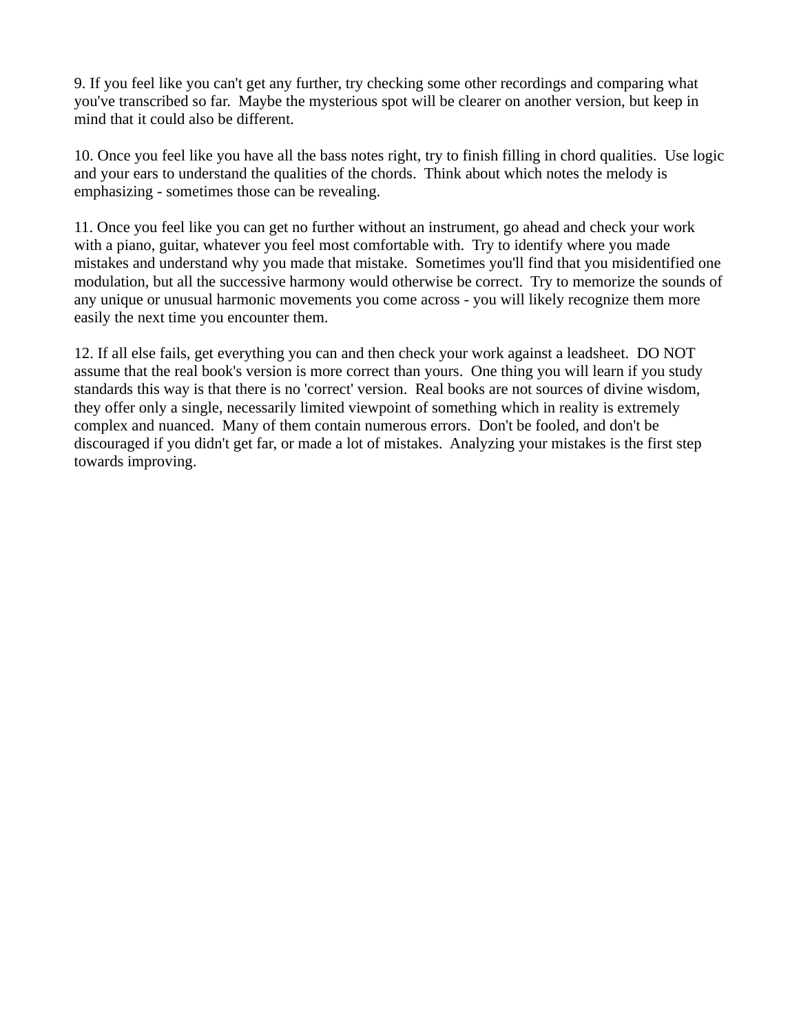9. If you feel like you can't get any further, try checking some other recordings and comparing what you've transcribed so far. Maybe the mysterious spot will be clearer on another version, but keep in mind that it could also be different.

10. Once you feel like you have all the bass notes right, try to finish filling in chord qualities. Use logic and your ears to understand the qualities of the chords. Think about which notes the melody is emphasizing - sometimes those can be revealing.

11. Once you feel like you can get no further without an instrument, go ahead and check your work with a piano, guitar, whatever you feel most comfortable with. Try to identify where you made mistakes and understand why you made that mistake. Sometimes you'll find that you misidentified one modulation, but all the successive harmony would otherwise be correct. Try to memorize the sounds of any unique or unusual harmonic movements you come across - you will likely recognize them more easily the next time you encounter them.

12. If all else fails, get everything you can and then check your work against a leadsheet. DO NOT assume that the real book's version is more correct than yours. One thing you will learn if you study standards this way is that there is no 'correct' version. Real books are not sources of divine wisdom, they offer only a single, necessarily limited viewpoint of something which in reality is extremely complex and nuanced. Many of them contain numerous errors. Don't be fooled, and don't be discouraged if you didn't get far, or made a lot of mistakes. Analyzing your mistakes is the first step towards improving.